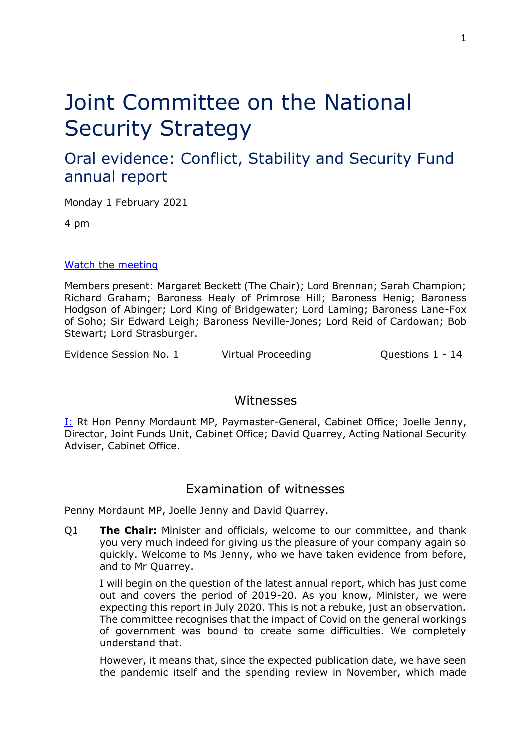# Joint Committee on the National Security Strategy

## Oral evidence: Conflict, Stability and Security Fund annual report

Monday 1 February 2021

4 pm

[Watch the meeting](#)

Members present: Margaret Beckett (The Chair); Lord Brennan; Sarah Champion; Richard Graham; Baroness Healy of Primrose Hill; Baroness Henig; Baroness Hodgson of Abinger; Lord King of Bridgewater; Lord Laming; Baroness Lane-Fox of Soho; Sir Edward Leigh; Baroness Neville-Jones; Lord Reid of Cardowan; Bob Stewart; Lord Strasburger.

Evidence Session No. 1 Virtual Proceeding Questions 1 - 14

### Witnesses

I: Rt Hon Penny Mordaunt MP, Paymaster-General, Cabinet Office; Joelle Jenny, Director, Joint Funds Unit, Cabinet Office; David Quarrey, Acting National Security Adviser, Cabinet Office.

### Examination of witnesses

Penny Mordaunt MP, Joelle Jenny and David Quarrey.

Q1 **The Chair:** Minister and officials, welcome to our committee, and thank you very much indeed for giving us the pleasure of your company again so quickly. Welcome to Ms Jenny, who we have taken evidence from before, and to Mr Quarrey.

I will begin on the question of the latest annual report, which has just come out and covers the period of 2019-20. As you know, Minister, we were expecting this report in July 2020. This is not a rebuke, just an observation. The committee recognises that the impact of Covid on the general workings of government was bound to create some difficulties. We completely understand that.

However, it means that, since the expected publication date, we have seen the pandemic itself and the spending review in November, which made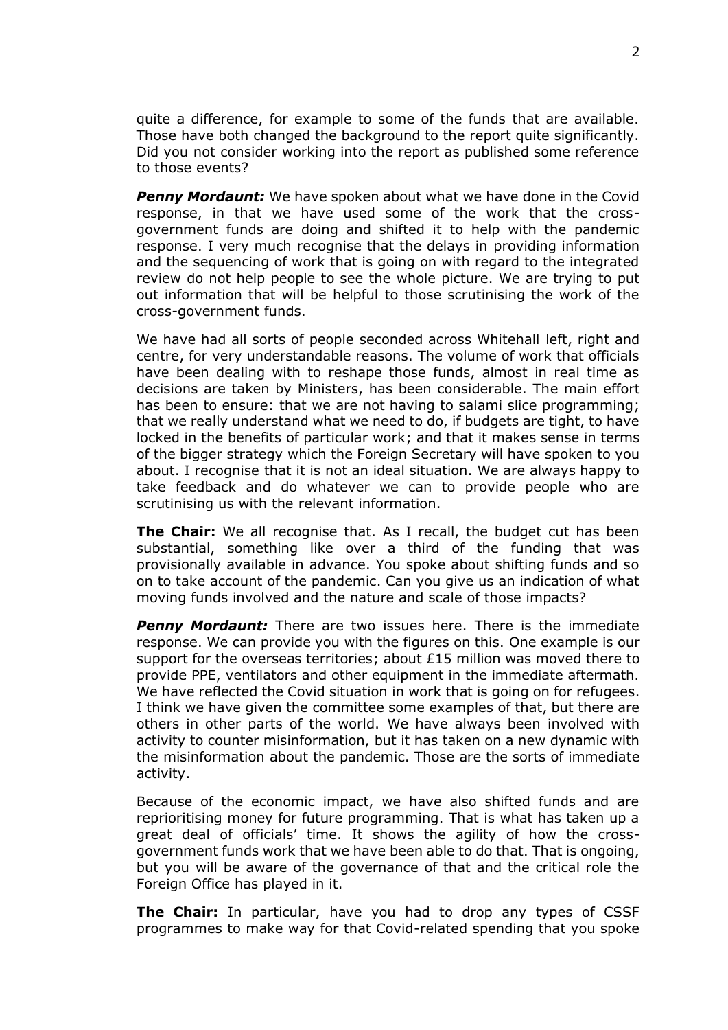quite a difference, for example to some of the funds that are available. Those have both changed the background to the report quite significantly. Did you not consider working into the report as published some reference to those events?

***Penny Mordaunt:*** We have spoken about what we have done in the Covid response, in that we have used some of the work that the cross-government funds are doing and shifted it to help with the pandemic response. I very much recognise that the delays in providing information and the sequencing of work that is going on with regard to the integrated review do not help people to see the whole picture. We are trying to put out information that will be helpful to those scrutinising the work of the cross-government funds.

We have had all sorts of people seconded across Whitehall left, right and centre, for very understandable reasons. The volume of work that officials have been dealing with to reshape those funds, almost in real time as decisions are taken by Ministers, has been considerable. The main effort has been to ensure: that we are not having to salami slice programming; that we really understand what we need to do, if budgets are tight, to have locked in the benefits of particular work; and that it makes sense in terms of the bigger strategy which the Foreign Secretary will have spoken to you about. I recognise that it is not an ideal situation. We are always happy to take feedback and do whatever we can to provide people who are scrutinising us with the relevant information.

**The Chair:** We all recognise that. As I recall, the budget cut has been substantial, something like over a third of the funding that was provisionally available in advance. You spoke about shifting funds and so on to take account of the pandemic. Can you give us an indication of what moving funds involved and the nature and scale of those impacts?

***Penny Mordaunt:*** There are two issues here. There is the immediate response. We can provide you with the figures on this. One example is our support for the overseas territories; about £15 million was moved there to provide PPE, ventilators and other equipment in the immediate aftermath. We have reflected the Covid situation in work that is going on for refugees. I think we have given the committee some examples of that, but there are others in other parts of the world. We have always been involved with activity to counter misinformation, but it has taken on a new dynamic with the misinformation about the pandemic. Those are the sorts of immediate activity.

Because of the economic impact, we have also shifted funds and are reprioritising money for future programming. That is what has taken up a great deal of officials' time. It shows the agility of how the cross-government funds work that we have been able to do that. That is ongoing, but you will be aware of the governance of that and the critical role the Foreign Office has played in it.

**The Chair:** In particular, have you had to drop any types of CSSF programmes to make way for that Covid-related spending that you spoke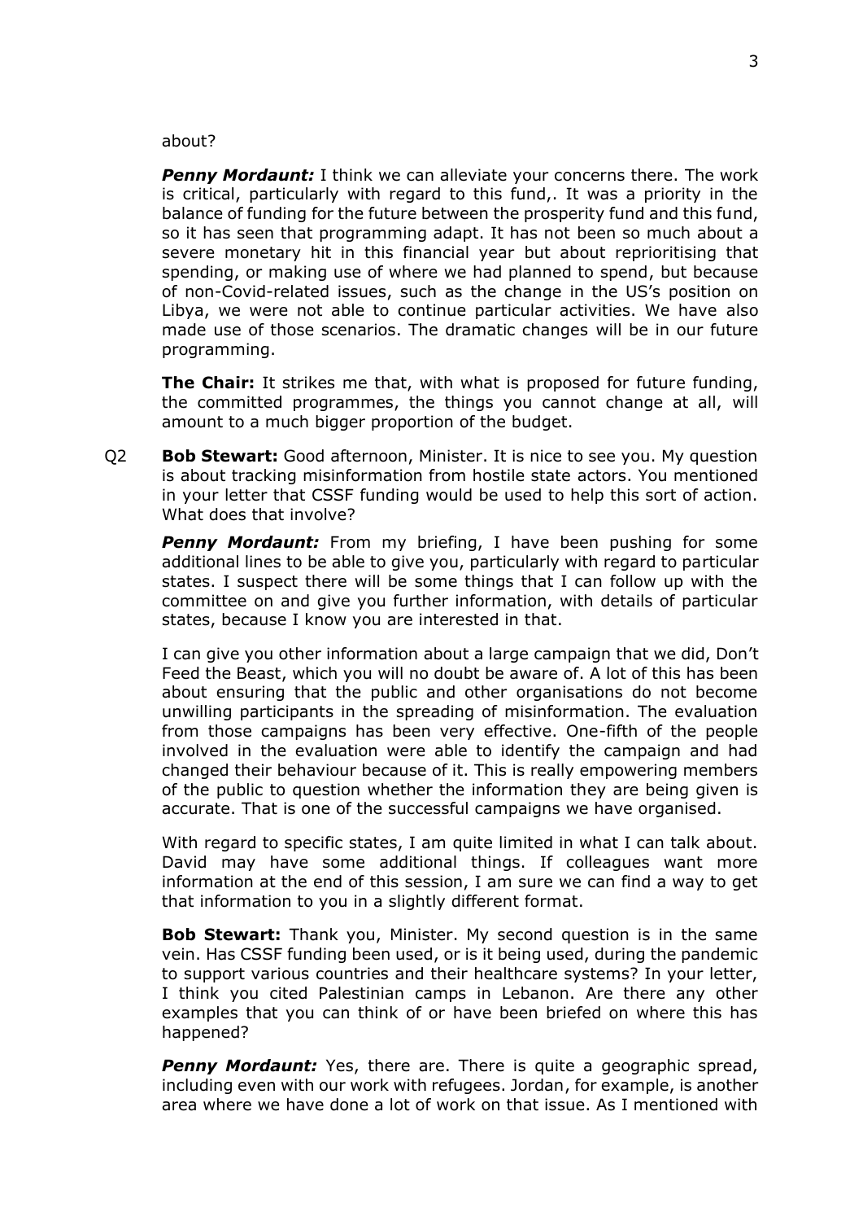about?

***Penny Mordaunt:*** I think we can alleviate your concerns there. The work is critical, particularly with regard to this fund,. It was a priority in the balance of funding for the future between the prosperity fund and this fund, so it has seen that programming adapt. It has not been so much about a severe monetary hit in this financial year but about reprioritising that spending, or making use of where we had planned to spend, but because of non-Covid-related issues, such as the change in the US's position on Libya, we were not able to continue particular activities. We have also made use of those scenarios. The dramatic changes will be in our future programming.

**The Chair:** It strikes me that, with what is proposed for future funding, the committed programmes, the things you cannot change at all, will amount to a much bigger proportion of the budget.

Q2 **Bob Stewart:** Good afternoon, Minister. It is nice to see you. My question is about tracking misinformation from hostile state actors. You mentioned in your letter that CSSF funding would be used to help this sort of action. What does that involve?

***Penny Mordaunt:*** From my briefing, I have been pushing for some additional lines to be able to give you, particularly with regard to particular states. I suspect there will be some things that I can follow up with the committee on and give you further information, with details of particular states, because I know you are interested in that.

I can give you other information about a large campaign that we did, Don't Feed the Beast, which you will no doubt be aware of. A lot of this has been about ensuring that the public and other organisations do not become unwilling participants in the spreading of misinformation. The evaluation from those campaigns has been very effective. One-fifth of the people involved in the evaluation were able to identify the campaign and had changed their behaviour because of it. This is really empowering members of the public to question whether the information they are being given is accurate. That is one of the successful campaigns we have organised.

With regard to specific states, I am quite limited in what I can talk about. David may have some additional things. If colleagues want more information at the end of this session, I am sure we can find a way to get that information to you in a slightly different format.

**Bob Stewart:** Thank you, Minister. My second question is in the same vein. Has CSSF funding been used, or is it being used, during the pandemic to support various countries and their healthcare systems? In your letter, I think you cited Palestinian camps in Lebanon. Are there any other examples that you can think of or have been briefed on where this has happened?

***Penny Mordaunt:*** Yes, there are. There is quite a geographic spread, including even with our work with refugees. Jordan, for example, is another area where we have done a lot of work on that issue. As I mentioned with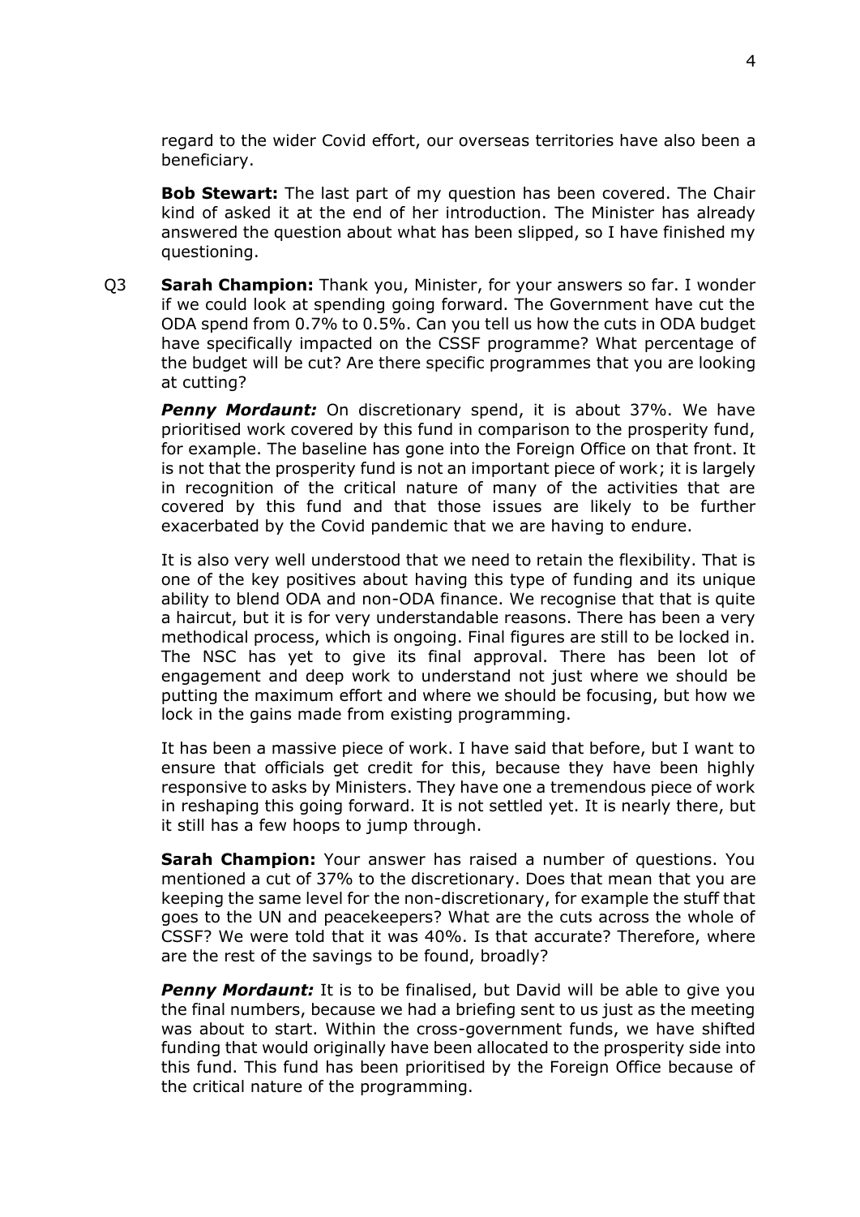regard to the wider Covid effort, our overseas territories have also been a beneficiary.

**Bob Stewart:** The last part of my question has been covered. The Chair kind of asked it at the end of her introduction. The Minister has already answered the question about what has been slipped, so I have finished my questioning.

Q3 **Sarah Champion:** Thank you, Minister, for your answers so far. I wonder if we could look at spending going forward. The Government have cut the ODA spend from 0.7% to 0.5%. Can you tell us how the cuts in ODA budget have specifically impacted on the CSSF programme? What percentage of the budget will be cut? Are there specific programmes that you are looking at cutting?

***Penny Mordaunt:*** On discretionary spend, it is about 37%. We have prioritised work covered by this fund in comparison to the prosperity fund, for example. The baseline has gone into the Foreign Office on that front. It is not that the prosperity fund is not an important piece of work; it is largely in recognition of the critical nature of many of the activities that are covered by this fund and that those issues are likely to be further exacerbated by the Covid pandemic that we are having to endure.

It is also very well understood that we need to retain the flexibility. That is one of the key positives about having this type of funding and its unique ability to blend ODA and non-ODA finance. We recognise that that is quite a haircut, but it is for very understandable reasons. There has been a very methodical process, which is ongoing. Final figures are still to be locked in. The NSC has yet to give its final approval. There has been lot of engagement and deep work to understand not just where we should be putting the maximum effort and where we should be focusing, but how we lock in the gains made from existing programming.

It has been a massive piece of work. I have said that before, but I want to ensure that officials get credit for this, because they have been highly responsive to asks by Ministers. They have one a tremendous piece of work in reshaping this going forward. It is not settled yet. It is nearly there, but it still has a few hoops to jump through.

**Sarah Champion:** Your answer has raised a number of questions. You mentioned a cut of 37% to the discretionary. Does that mean that you are keeping the same level for the non-discretionary, for example the stuff that goes to the UN and peacekeepers? What are the cuts across the whole of CSSF? We were told that it was 40%. Is that accurate? Therefore, where are the rest of the savings to be found, broadly?

***Penny Mordaunt:*** It is to be finalised, but David will be able to give you the final numbers, because we had a briefing sent to us just as the meeting was about to start. Within the cross-government funds, we have shifted funding that would originally have been allocated to the prosperity side into this fund. This fund has been prioritised by the Foreign Office because of the critical nature of the programming.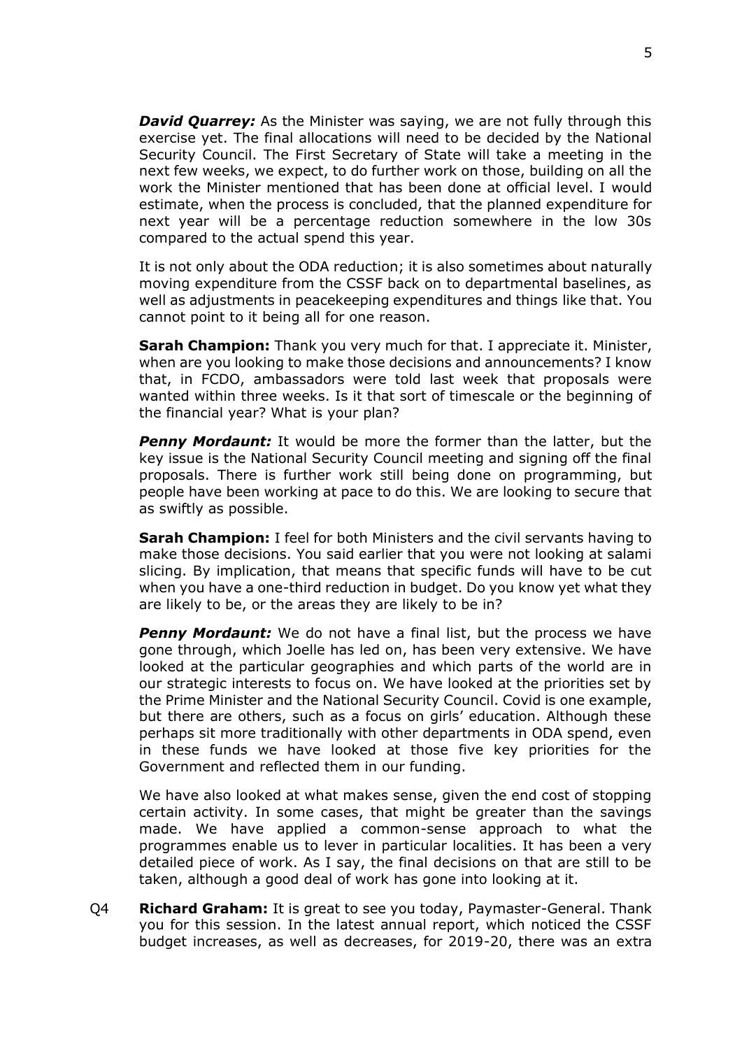***David Quarrey:*** As the Minister was saying, we are not fully through this exercise yet. The final allocations will need to be decided by the National Security Council. The First Secretary of State will take a meeting in the next few weeks, we expect, to do further work on those, building on all the work the Minister mentioned that has been done at official level. I would estimate, when the process is concluded, that the planned expenditure for next year will be a percentage reduction somewhere in the low 30s compared to the actual spend this year.

It is not only about the ODA reduction; it is also sometimes about naturally moving expenditure from the CSSF back on to departmental baselines, as well as adjustments in peacekeeping expenditures and things like that. You cannot point to it being all for one reason.

**Sarah Champion:** Thank you very much for that. I appreciate it. Minister, when are you looking to make those decisions and announcements? I know that, in FCDO, ambassadors were told last week that proposals were wanted within three weeks. Is it that sort of timescale or the beginning of the financial year? What is your plan?

***Penny Mordaunt:*** It would be more the former than the latter, but the key issue is the National Security Council meeting and signing off the final proposals. There is further work still being done on programming, but people have been working at pace to do this. We are looking to secure that as swiftly as possible.

**Sarah Champion:** I feel for both Ministers and the civil servants having to make those decisions. You said earlier that you were not looking at salami slicing. By implication, that means that specific funds will have to be cut when you have a one-third reduction in budget. Do you know yet what they are likely to be, or the areas they are likely to be in?

***Penny Mordaunt:*** We do not have a final list, but the process we have gone through, which Joelle has led on, has been very extensive. We have looked at the particular geographies and which parts of the world are in our strategic interests to focus on. We have looked at the priorities set by the Prime Minister and the National Security Council. Covid is one example, but there are others, such as a focus on girls' education. Although these perhaps sit more traditionally with other departments in ODA spend, even in these funds we have looked at those five key priorities for the Government and reflected them in our funding.

We have also looked at what makes sense, given the end cost of stopping certain activity. In some cases, that might be greater than the savings made. We have applied a common-sense approach to what the programmes enable us to lever in particular localities. It has been a very detailed piece of work. As I say, the final decisions on that are still to be taken, although a good deal of work has gone into looking at it.

Q4 **Richard Graham:** It is great to see you today, Paymaster-General. Thank you for this session. In the latest annual report, which noticed the CSSF budget increases, as well as decreases, for 2019-20, there was an extra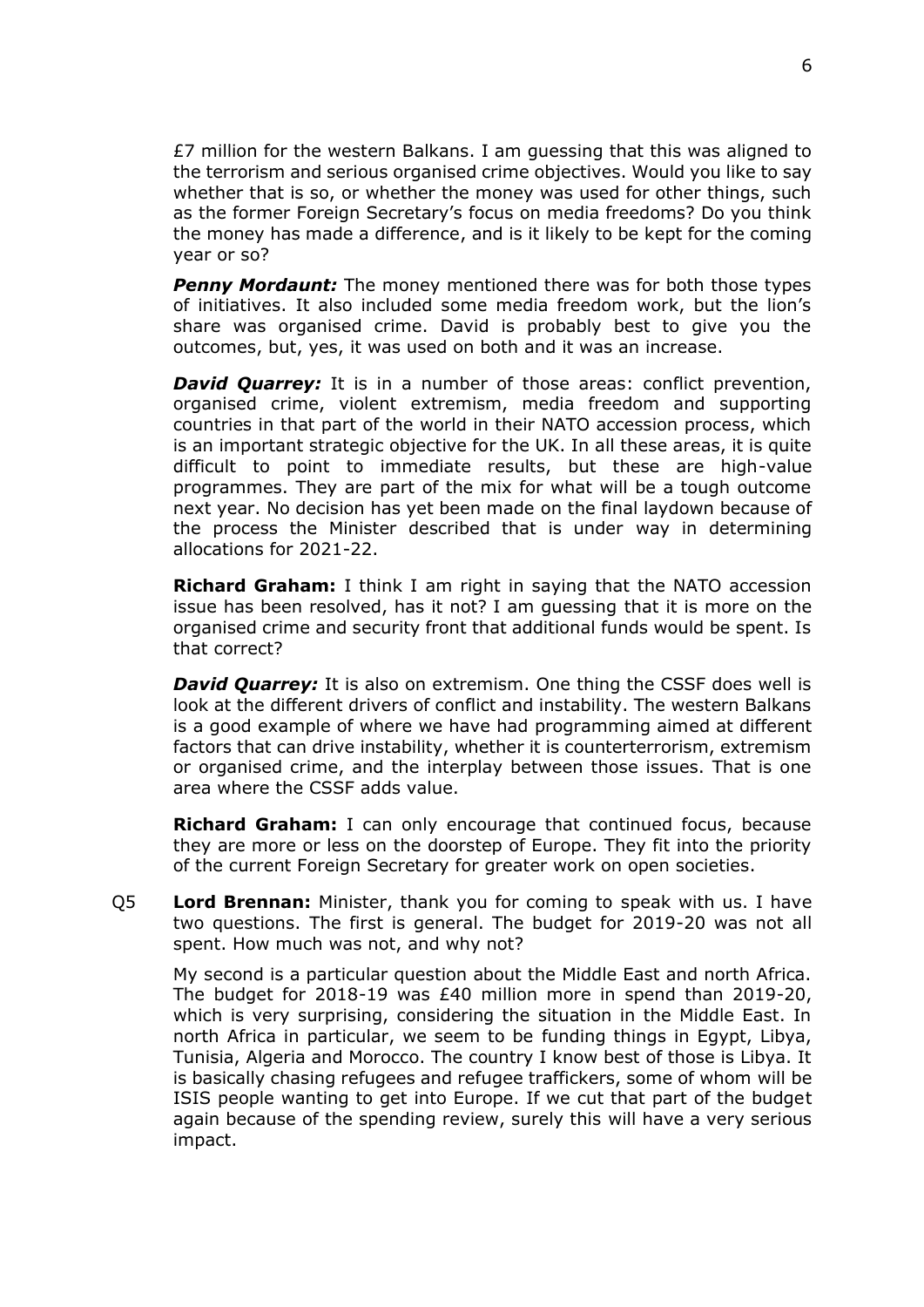£7 million for the western Balkans. I am guessing that this was aligned to the terrorism and serious organised crime objectives. Would you like to say whether that is so, or whether the money was used for other things, such as the former Foreign Secretary's focus on media freedoms? Do you think the money has made a difference, and is it likely to be kept for the coming year or so?

***Penny Mordaunt:*** The money mentioned there was for both those types of initiatives. It also included some media freedom work, but the lion's share was organised crime. David is probably best to give you the outcomes, but, yes, it was used on both and it was an increase.

***David Quarrey:*** It is in a number of those areas: conflict prevention, organised crime, violent extremism, media freedom and supporting countries in that part of the world in their NATO accession process, which is an important strategic objective for the UK. In all these areas, it is quite difficult to point to immediate results, but these are high-value programmes. They are part of the mix for what will be a tough outcome next year. No decision has yet been made on the final laydown because of the process the Minister described that is under way in determining allocations for 2021-22.

**Richard Graham:** I think I am right in saying that the NATO accession issue has been resolved, has it not? I am guessing that it is more on the organised crime and security front that additional funds would be spent. Is that correct?

***David Quarrey:*** It is also on extremism. One thing the CSSF does well is look at the different drivers of conflict and instability. The western Balkans is a good example of where we have had programming aimed at different factors that can drive instability, whether it is counterterrorism, extremism or organised crime, and the interplay between those issues. That is one area where the CSSF adds value.

**Richard Graham:** I can only encourage that continued focus, because they are more or less on the doorstep of Europe. They fit into the priority of the current Foreign Secretary for greater work on open societies.

Q5 **Lord Brennan:** Minister, thank you for coming to speak with us. I have two questions. The first is general. The budget for 2019-20 was not all spent. How much was not, and why not?

My second is a particular question about the Middle East and north Africa. The budget for 2018-19 was £40 million more in spend than 2019-20, which is very surprising, considering the situation in the Middle East. In north Africa in particular, we seem to be funding things in Egypt, Libya, Tunisia, Algeria and Morocco. The country I know best of those is Libya. It is basically chasing refugees and refugee traffickers, some of whom will be ISIS people wanting to get into Europe. If we cut that part of the budget again because of the spending review, surely this will have a very serious impact.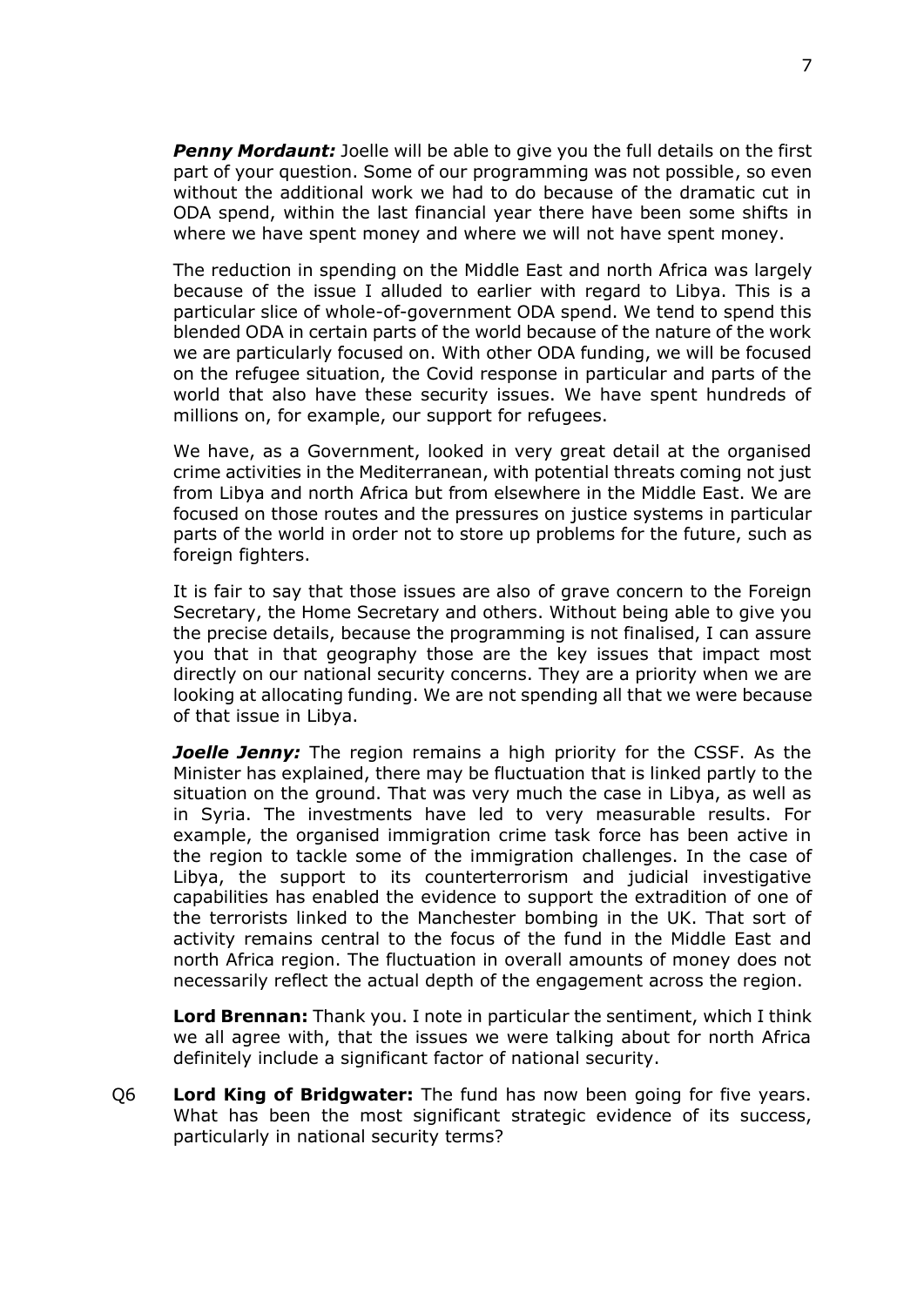***Penny Mordaunt:*** Joelle will be able to give you the full details on the first part of your question. Some of our programming was not possible, so even without the additional work we had to do because of the dramatic cut in ODA spend, within the last financial year there have been some shifts in where we have spent money and where we will not have spent money.

The reduction in spending on the Middle East and north Africa was largely because of the issue I alluded to earlier with regard to Libya. This is a particular slice of whole-of-government ODA spend. We tend to spend this blended ODA in certain parts of the world because of the nature of the work we are particularly focused on. With other ODA funding, we will be focused on the refugee situation, the Covid response in particular and parts of the world that also have these security issues. We have spent hundreds of millions on, for example, our support for refugees.

We have, as a Government, looked in very great detail at the organised crime activities in the Mediterranean, with potential threats coming not just from Libya and north Africa but from elsewhere in the Middle East. We are focused on those routes and the pressures on justice systems in particular parts of the world in order not to store up problems for the future, such as foreign fighters.

It is fair to say that those issues are also of grave concern to the Foreign Secretary, the Home Secretary and others. Without being able to give you the precise details, because the programming is not finalised, I can assure you that in that geography those are the key issues that impact most directly on our national security concerns. They are a priority when we are looking at allocating funding. We are not spending all that we were because of that issue in Libya.

***Joelle Jenny:*** The region remains a high priority for the CSSF. As the Minister has explained, there may be fluctuation that is linked partly to the situation on the ground. That was very much the case in Libya, as well as in Syria. The investments have led to very measurable results. For example, the organised immigration crime task force has been active in the region to tackle some of the immigration challenges. In the case of Libya, the support to its counterterrorism and judicial investigative capabilities has enabled the evidence to support the extradition of one of the terrorists linked to the Manchester bombing in the UK. That sort of activity remains central to the focus of the fund in the Middle East and north Africa region. The fluctuation in overall amounts of money does not necessarily reflect the actual depth of the engagement across the region.

**Lord Brennan:** Thank you. I note in particular the sentiment, which I think we all agree with, that the issues we were talking about for north Africa definitely include a significant factor of national security.

Q6 **Lord King of Bridgwater:** The fund has now been going for five years. What has been the most significant strategic evidence of its success, particularly in national security terms?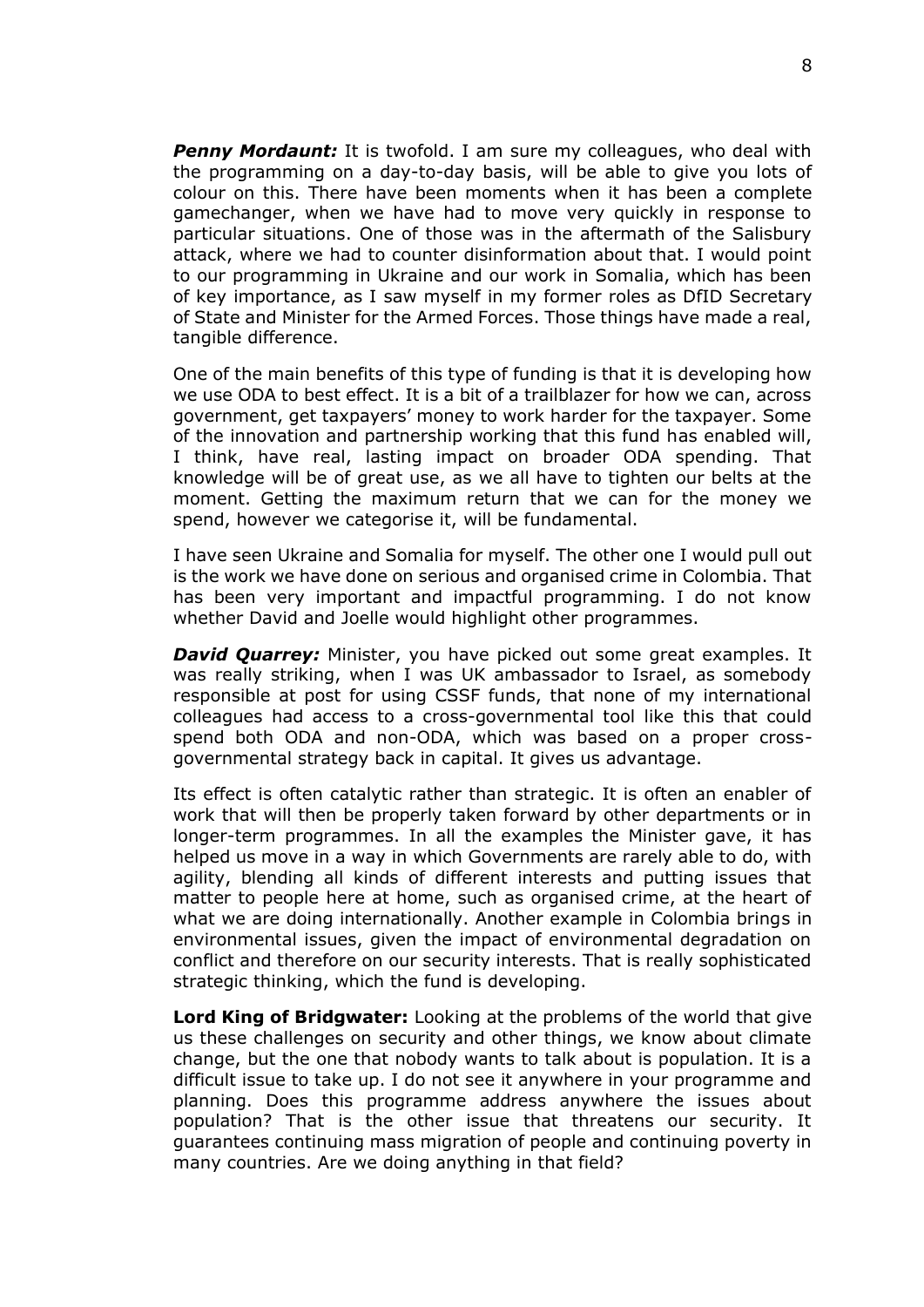***Penny Mordaunt:*** It is twofold. I am sure my colleagues, who deal with the programming on a day-to-day basis, will be able to give you lots of colour on this. There have been moments when it has been a complete gamechanger, when we have had to move very quickly in response to particular situations. One of those was in the aftermath of the Salisbury attack, where we had to counter disinformation about that. I would point to our programming in Ukraine and our work in Somalia, which has been of key importance, as I saw myself in my former roles as DfID Secretary of State and Minister for the Armed Forces. Those things have made a real, tangible difference.

One of the main benefits of this type of funding is that it is developing how we use ODA to best effect. It is a bit of a trailblazer for how we can, across government, get taxpayers' money to work harder for the taxpayer. Some of the innovation and partnership working that this fund has enabled will, I think, have real, lasting impact on broader ODA spending. That knowledge will be of great use, as we all have to tighten our belts at the moment. Getting the maximum return that we can for the money we spend, however we categorise it, will be fundamental.

I have seen Ukraine and Somalia for myself. The other one I would pull out is the work we have done on serious and organised crime in Colombia. That has been very important and impactful programming. I do not know whether David and Joelle would highlight other programmes.

***David Quarrey:*** Minister, you have picked out some great examples. It was really striking, when I was UK ambassador to Israel, as somebody responsible at post for using CSSF funds, that none of my international colleagues had access to a cross-governmental tool like this that could spend both ODA and non-ODA, which was based on a proper cross-governmental strategy back in capital. It gives us advantage.

Its effect is often catalytic rather than strategic. It is often an enabler of work that will then be properly taken forward by other departments or in longer-term programmes. In all the examples the Minister gave, it has helped us move in a way in which Governments are rarely able to do, with agility, blending all kinds of different interests and putting issues that matter to people here at home, such as organised crime, at the heart of what we are doing internationally. Another example in Colombia brings in environmental issues, given the impact of environmental degradation on conflict and therefore on our security interests. That is really sophisticated strategic thinking, which the fund is developing.

**Lord King of Bridgwater:** Looking at the problems of the world that give us these challenges on security and other things, we know about climate change, but the one that nobody wants to talk about is population. It is a difficult issue to take up. I do not see it anywhere in your programme and planning. Does this programme address anywhere the issues about population? That is the other issue that threatens our security. It guarantees continuing mass migration of people and continuing poverty in many countries. Are we doing anything in that field?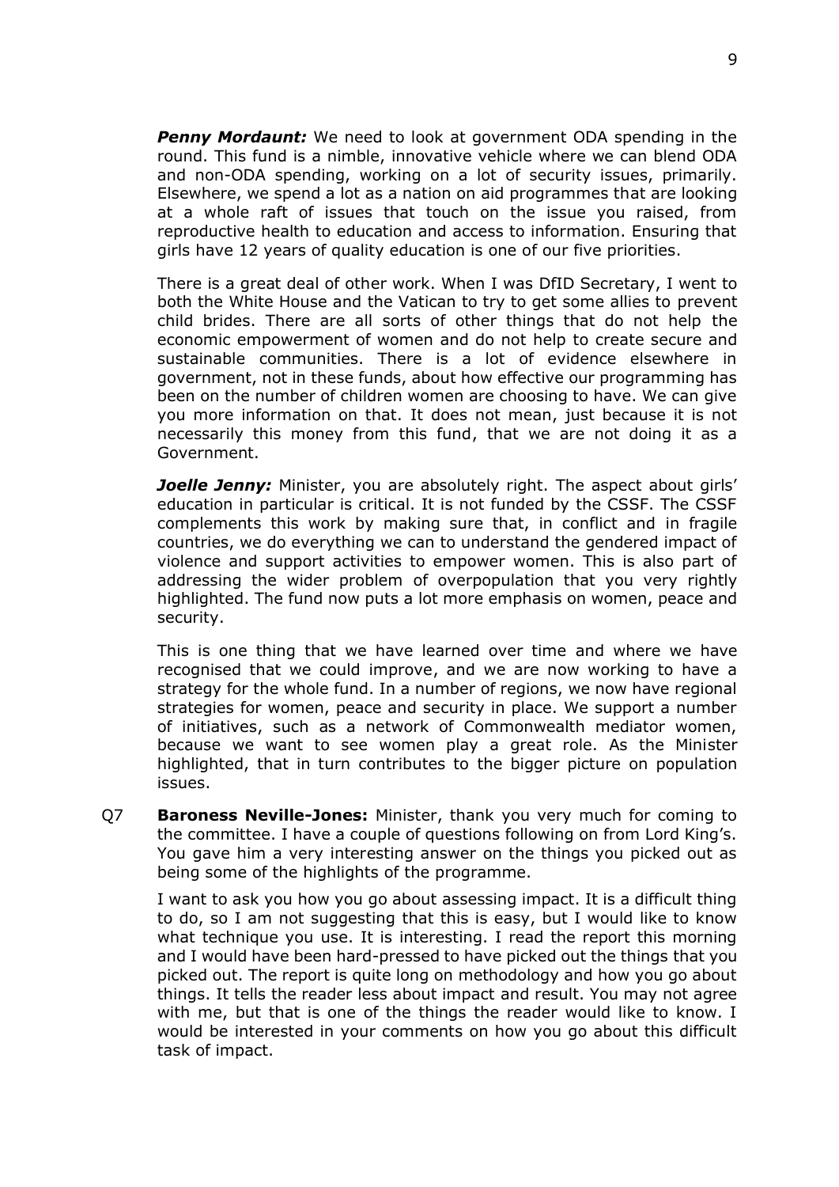***Penny Mordaunt:*** We need to look at government ODA spending in the round. This fund is a nimble, innovative vehicle where we can blend ODA and non-ODA spending, working on a lot of security issues, primarily. Elsewhere, we spend a lot as a nation on aid programmes that are looking at a whole raft of issues that touch on the issue you raised, from reproductive health to education and access to information. Ensuring that girls have 12 years of quality education is one of our five priorities.

There is a great deal of other work. When I was DfID Secretary, I went to both the White House and the Vatican to try to get some allies to prevent child brides. There are all sorts of other things that do not help the economic empowerment of women and do not help to create secure and sustainable communities. There is a lot of evidence elsewhere in government, not in these funds, about how effective our programming has been on the number of children women are choosing to have. We can give you more information on that. It does not mean, just because it is not necessarily this money from this fund, that we are not doing it as a Government.

***Joelle Jenny:*** Minister, you are absolutely right. The aspect about girls' education in particular is critical. It is not funded by the CSSF. The CSSF complements this work by making sure that, in conflict and in fragile countries, we do everything we can to understand the gendered impact of violence and support activities to empower women. This is also part of addressing the wider problem of overpopulation that you very rightly highlighted. The fund now puts a lot more emphasis on women, peace and security.

This is one thing that we have learned over time and where we have recognised that we could improve, and we are now working to have a strategy for the whole fund. In a number of regions, we now have regional strategies for women, peace and security in place. We support a number of initiatives, such as a network of Commonwealth mediator women, because we want to see women play a great role. As the Minister highlighted, that in turn contributes to the bigger picture on population issues.

Q7 **Baroness Neville-Jones:** Minister, thank you very much for coming to the committee. I have a couple of questions following on from Lord King's. You gave him a very interesting answer on the things you picked out as being some of the highlights of the programme.

I want to ask you how you go about assessing impact. It is a difficult thing to do, so I am not suggesting that this is easy, but I would like to know what technique you use. It is interesting. I read the report this morning and I would have been hard-pressed to have picked out the things that you picked out. The report is quite long on methodology and how you go about things. It tells the reader less about impact and result. You may not agree with me, but that is one of the things the reader would like to know. I would be interested in your comments on how you go about this difficult task of impact.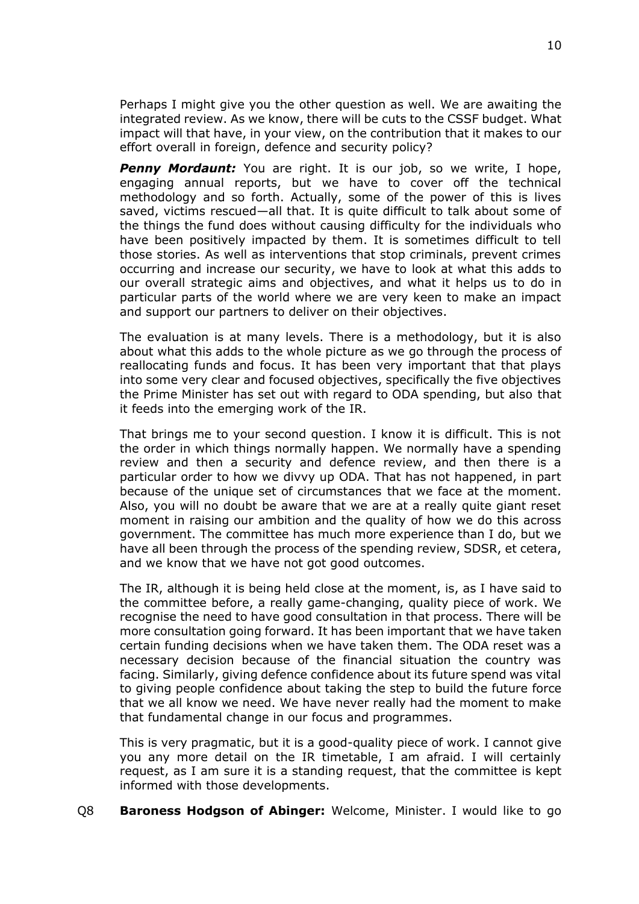Perhaps I might give you the other question as well. We are awaiting the integrated review. As we know, there will be cuts to the CSSF budget. What impact will that have, in your view, on the contribution that it makes to our effort overall in foreign, defence and security policy?

***Penny Mordaunt:*** You are right. It is our job, so we write, I hope, engaging annual reports, but we have to cover off the technical methodology and so forth. Actually, some of the power of this is lives saved, victims rescued—all that. It is quite difficult to talk about some of the things the fund does without causing difficulty for the individuals who have been positively impacted by them. It is sometimes difficult to tell those stories. As well as interventions that stop criminals, prevent crimes occurring and increase our security, we have to look at what this adds to our overall strategic aims and objectives, and what it helps us to do in particular parts of the world where we are very keen to make an impact and support our partners to deliver on their objectives.

The evaluation is at many levels. There is a methodology, but it is also about what this adds to the whole picture as we go through the process of reallocating funds and focus. It has been very important that that plays into some very clear and focused objectives, specifically the five objectives the Prime Minister has set out with regard to ODA spending, but also that it feeds into the emerging work of the IR.

That brings me to your second question. I know it is difficult. This is not the order in which things normally happen. We normally have a spending review and then a security and defence review, and then there is a particular order to how we divvy up ODA. That has not happened, in part because of the unique set of circumstances that we face at the moment. Also, you will no doubt be aware that we are at a really quite giant reset moment in raising our ambition and the quality of how we do this across government. The committee has much more experience than I do, but we have all been through the process of the spending review, SDSR, et cetera, and we know that we have not got good outcomes.

The IR, although it is being held close at the moment, is, as I have said to the committee before, a really game-changing, quality piece of work. We recognise the need to have good consultation in that process. There will be more consultation going forward. It has been important that we have taken certain funding decisions when we have taken them. The ODA reset was a necessary decision because of the financial situation the country was facing. Similarly, giving defence confidence about its future spend was vital to giving people confidence about taking the step to build the future force that we all know we need. We have never really had the moment to make that fundamental change in our focus and programmes.

This is very pragmatic, but it is a good-quality piece of work. I cannot give you any more detail on the IR timetable, I am afraid. I will certainly request, as I am sure it is a standing request, that the committee is kept informed with those developments.

Q8 **Baroness Hodgson of Abinger:** Welcome, Minister. I would like to go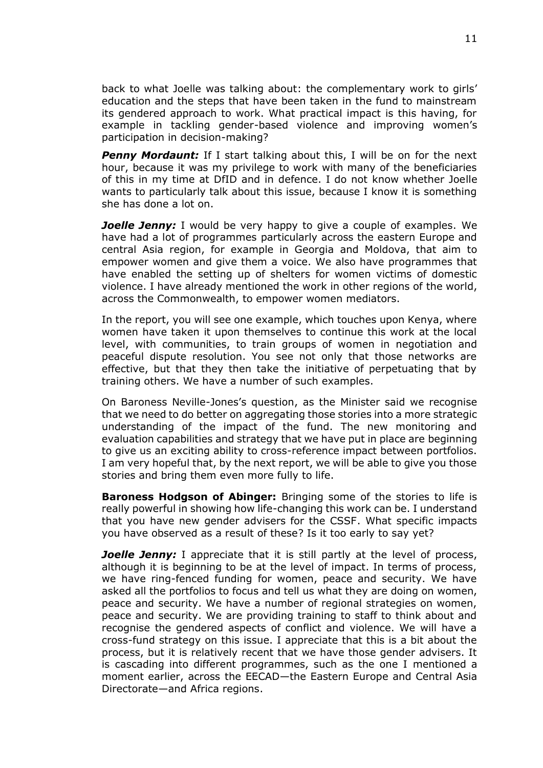back to what Joelle was talking about: the complementary work to girls' education and the steps that have been taken in the fund to mainstream its gendered approach to work. What practical impact is this having, for example in tackling gender-based violence and improving women's participation in decision-making?

***Penny Mordaunt:*** If I start talking about this, I will be on for the next hour, because it was my privilege to work with many of the beneficiaries of this in my time at DfID and in defence. I do not know whether Joelle wants to particularly talk about this issue, because I know it is something she has done a lot on.

***Joelle Jenny:*** I would be very happy to give a couple of examples. We have had a lot of programmes particularly across the eastern Europe and central Asia region, for example in Georgia and Moldova, that aim to empower women and give them a voice. We also have programmes that have enabled the setting up of shelters for women victims of domestic violence. I have already mentioned the work in other regions of the world, across the Commonwealth, to empower women mediators.

In the report, you will see one example, which touches upon Kenya, where women have taken it upon themselves to continue this work at the local level, with communities, to train groups of women in negotiation and peaceful dispute resolution. You see not only that those networks are effective, but that they then take the initiative of perpetuating that by training others. We have a number of such examples.

On Baroness Neville-Jones's question, as the Minister said we recognise that we need to do better on aggregating those stories into a more strategic understanding of the impact of the fund. The new monitoring and evaluation capabilities and strategy that we have put in place are beginning to give us an exciting ability to cross-reference impact between portfolios. I am very hopeful that, by the next report, we will be able to give you those stories and bring them even more fully to life.

**Baroness Hodgson of Abinger:** Bringing some of the stories to life is really powerful in showing how life-changing this work can be. I understand that you have new gender advisers for the CSSF. What specific impacts you have observed as a result of these? Is it too early to say yet?

***Joelle Jenny:*** I appreciate that it is still partly at the level of process, although it is beginning to be at the level of impact. In terms of process, we have ring-fenced funding for women, peace and security. We have asked all the portfolios to focus and tell us what they are doing on women, peace and security. We have a number of regional strategies on women, peace and security. We are providing training to staff to think about and recognise the gendered aspects of conflict and violence. We will have a cross-fund strategy on this issue. I appreciate that this is a bit about the process, but it is relatively recent that we have those gender advisers. It is cascading into different programmes, such as the one I mentioned a moment earlier, across the EECAD—the Eastern Europe and Central Asia Directorate—and Africa regions.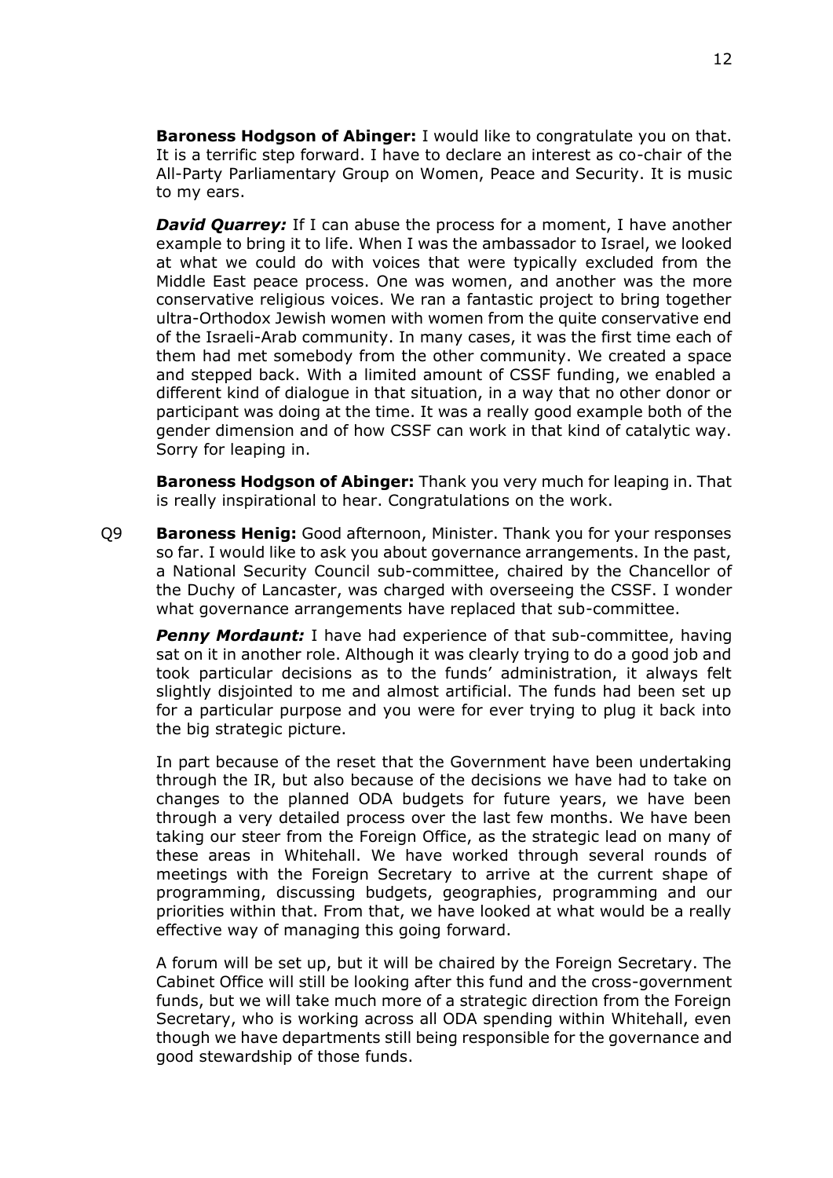**Baroness Hodgson of Abinger:** I would like to congratulate you on that. It is a terrific step forward. I have to declare an interest as co-chair of the All-Party Parliamentary Group on Women, Peace and Security. It is music to my ears.

***David Quarrey:*** If I can abuse the process for a moment, I have another example to bring it to life. When I was the ambassador to Israel, we looked at what we could do with voices that were typically excluded from the Middle East peace process. One was women, and another was the more conservative religious voices. We ran a fantastic project to bring together ultra-Orthodox Jewish women with women from the quite conservative end of the Israeli-Arab community. In many cases, it was the first time each of them had met somebody from the other community. We created a space and stepped back. With a limited amount of CSSF funding, we enabled a different kind of dialogue in that situation, in a way that no other donor or participant was doing at the time. It was a really good example both of the gender dimension and of how CSSF can work in that kind of catalytic way. Sorry for leaping in.

**Baroness Hodgson of Abinger:** Thank you very much for leaping in. That is really inspirational to hear. Congratulations on the work.

Q9 **Baroness Henig:** Good afternoon, Minister. Thank you for your responses so far. I would like to ask you about governance arrangements. In the past, a National Security Council sub-committee, chaired by the Chancellor of the Duchy of Lancaster, was charged with overseeing the CSSF. I wonder what governance arrangements have replaced that sub-committee.

***Penny Mordaunt:*** I have had experience of that sub-committee, having sat on it in another role. Although it was clearly trying to do a good job and took particular decisions as to the funds' administration, it always felt slightly disjointed to me and almost artificial. The funds had been set up for a particular purpose and you were for ever trying to plug it back into the big strategic picture.

In part because of the reset that the Government have been undertaking through the IR, but also because of the decisions we have had to take on changes to the planned ODA budgets for future years, we have been through a very detailed process over the last few months. We have been taking our steer from the Foreign Office, as the strategic lead on many of these areas in Whitehall. We have worked through several rounds of meetings with the Foreign Secretary to arrive at the current shape of programming, discussing budgets, geographies, programming and our priorities within that. From that, we have looked at what would be a really effective way of managing this going forward.

A forum will be set up, but it will be chaired by the Foreign Secretary. The Cabinet Office will still be looking after this fund and the cross-government funds, but we will take much more of a strategic direction from the Foreign Secretary, who is working across all ODA spending within Whitehall, even though we have departments still being responsible for the governance and good stewardship of those funds.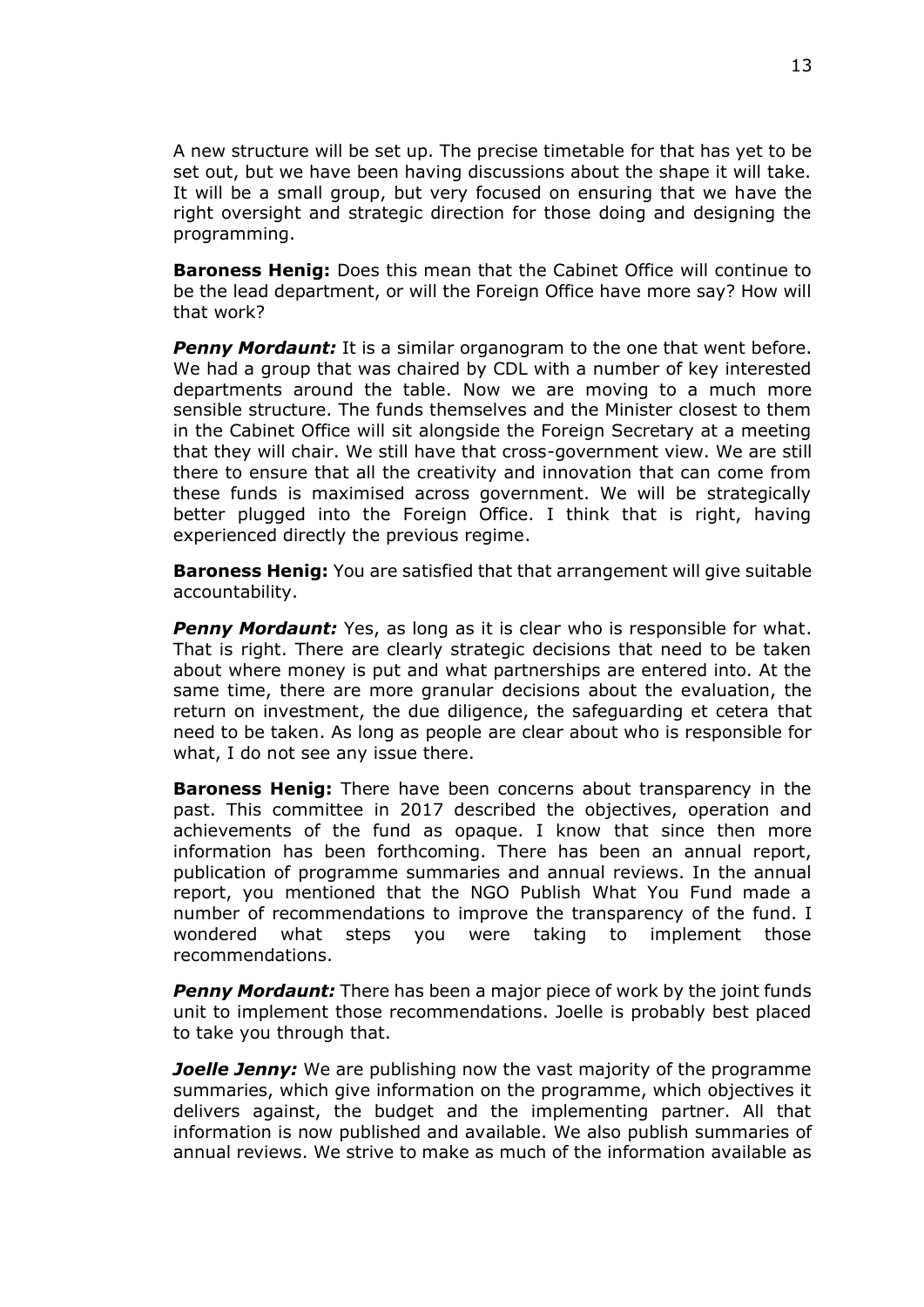A new structure will be set up. The precise timetable for that has yet to be set out, but we have been having discussions about the shape it will take. It will be a small group, but very focused on ensuring that we have the right oversight and strategic direction for those doing and designing the programming.

**Baroness Henig:** Does this mean that the Cabinet Office will continue to be the lead department, or will the Foreign Office have more say? How will that work?

***Penny Mordaunt:*** It is a similar organogram to the one that went before. We had a group that was chaired by CDL with a number of key interested departments around the table. Now we are moving to a much more sensible structure. The funds themselves and the Minister closest to them in the Cabinet Office will sit alongside the Foreign Secretary at a meeting that they will chair. We still have that cross-government view. We are still there to ensure that all the creativity and innovation that can come from these funds is maximised across government. We will be strategically better plugged into the Foreign Office. I think that is right, having experienced directly the previous regime.

**Baroness Henig:** You are satisfied that that arrangement will give suitable accountability.

***Penny Mordaunt:*** Yes, as long as it is clear who is responsible for what. That is right. There are clearly strategic decisions that need to be taken about where money is put and what partnerships are entered into. At the same time, there are more granular decisions about the evaluation, the return on investment, the due diligence, the safeguarding et cetera that need to be taken. As long as people are clear about who is responsible for what, I do not see any issue there.

**Baroness Henig:** There have been concerns about transparency in the past. This committee in 2017 described the objectives, operation and achievements of the fund as opaque. I know that since then more information has been forthcoming. There has been an annual report, publication of programme summaries and annual reviews. In the annual report, you mentioned that the NGO Publish What You Fund made a number of recommendations to improve the transparency of the fund. I wondered what steps you were taking to implement those recommendations.

***Penny Mordaunt:*** There has been a major piece of work by the joint funds unit to implement those recommendations. Joelle is probably best placed to take you through that.

***Joelle Jenny:*** We are publishing now the vast majority of the programme summaries, which give information on the programme, which objectives it delivers against, the budget and the implementing partner. All that information is now published and available. We also publish summaries of annual reviews. We strive to make as much of the information available as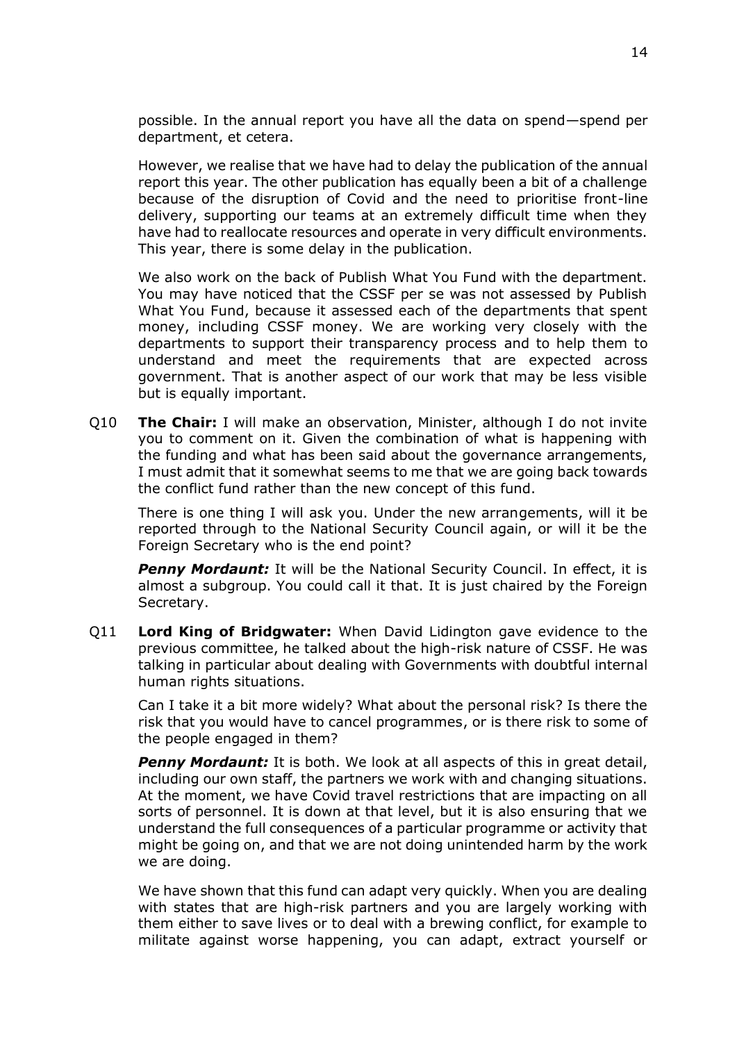possible. In the annual report you have all the data on spend—spend per department, et cetera.

However, we realise that we have had to delay the publication of the annual report this year. The other publication has equally been a bit of a challenge because of the disruption of Covid and the need to prioritise front-line delivery, supporting our teams at an extremely difficult time when they have had to reallocate resources and operate in very difficult environments. This year, there is some delay in the publication.

We also work on the back of Publish What You Fund with the department. You may have noticed that the CSSF per se was not assessed by Publish What You Fund, because it assessed each of the departments that spent money, including CSSF money. We are working very closely with the departments to support their transparency process and to help them to understand and meet the requirements that are expected across government. That is another aspect of our work that may be less visible but is equally important.

Q10 **The Chair:** I will make an observation, Minister, although I do not invite you to comment on it. Given the combination of what is happening with the funding and what has been said about the governance arrangements, I must admit that it somewhat seems to me that we are going back towards the conflict fund rather than the new concept of this fund.

There is one thing I will ask you. Under the new arrangements, will it be reported through to the National Security Council again, or will it be the Foreign Secretary who is the end point?

***Penny Mordaunt:*** It will be the National Security Council. In effect, it is almost a subgroup. You could call it that. It is just chaired by the Foreign Secretary.

Q11 **Lord King of Bridgwater:** When David Lidington gave evidence to the previous committee, he talked about the high-risk nature of CSSF. He was talking in particular about dealing with Governments with doubtful internal human rights situations.

Can I take it a bit more widely? What about the personal risk? Is there the risk that you would have to cancel programmes, or is there risk to some of the people engaged in them?

***Penny Mordaunt:*** It is both. We look at all aspects of this in great detail, including our own staff, the partners we work with and changing situations. At the moment, we have Covid travel restrictions that are impacting on all sorts of personnel. It is down at that level, but it is also ensuring that we understand the full consequences of a particular programme or activity that might be going on, and that we are not doing unintended harm by the work we are doing.

We have shown that this fund can adapt very quickly. When you are dealing with states that are high-risk partners and you are largely working with them either to save lives or to deal with a brewing conflict, for example to militate against worse happening, you can adapt, extract yourself or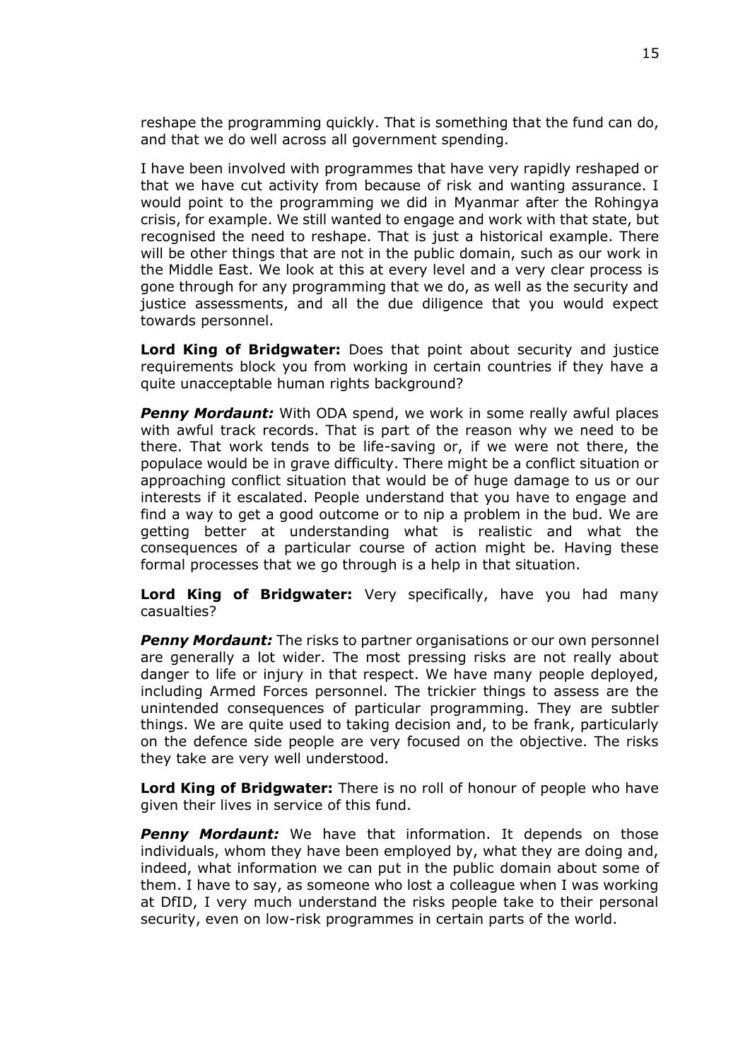reshape the programming quickly. That is something that the fund can do, and that we do well across all government spending.

I have been involved with programmes that have very rapidly reshaped or that we have cut activity from because of risk and wanting assurance. I would point to the programming we did in Myanmar after the Rohingya crisis, for example. We still wanted to engage and work with that state, but recognised the need to reshape. That is just a historical example. There will be other things that are not in the public domain, such as our work in the Middle East. We look at this at every level and a very clear process is gone through for any programming that we do, as well as the security and justice assessments, and all the due diligence that you would expect towards personnel.

**Lord King of Bridgwater:** Does that point about security and justice requirements block you from working in certain countries if they have a quite unacceptable human rights background?

***Penny Mordaunt:*** With ODA spend, we work in some really awful places with awful track records. That is part of the reason why we need to be there. That work tends to be life-saving or, if we were not there, the populace would be in grave difficulty. There might be a conflict situation or approaching conflict situation that would be of huge damage to us or our interests if it escalated. People understand that you have to engage and find a way to get a good outcome or to nip a problem in the bud. We are getting better at understanding what is realistic and what the consequences of a particular course of action might be. Having these formal processes that we go through is a help in that situation.

**Lord King of Bridgwater:** Very specifically, have you had many casualties?

***Penny Mordaunt:*** The risks to partner organisations or our own personnel are generally a lot wider. The most pressing risks are not really about danger to life or injury in that respect. We have many people deployed, including Armed Forces personnel. The trickier things to assess are the unintended consequences of particular programming. They are subtler things. We are quite used to taking decision and, to be frank, particularly on the defence side people are very focused on the objective. The risks they take are very well understood.

**Lord King of Bridgwater:** There is no roll of honour of people who have given their lives in service of this fund.

***Penny Mordaunt:*** We have that information. It depends on those individuals, whom they have been employed by, what they are doing and, indeed, what information we can put in the public domain about some of them. I have to say, as someone who lost a colleague when I was working at DfID, I very much understand the risks people take to their personal security, even on low-risk programmes in certain parts of the world.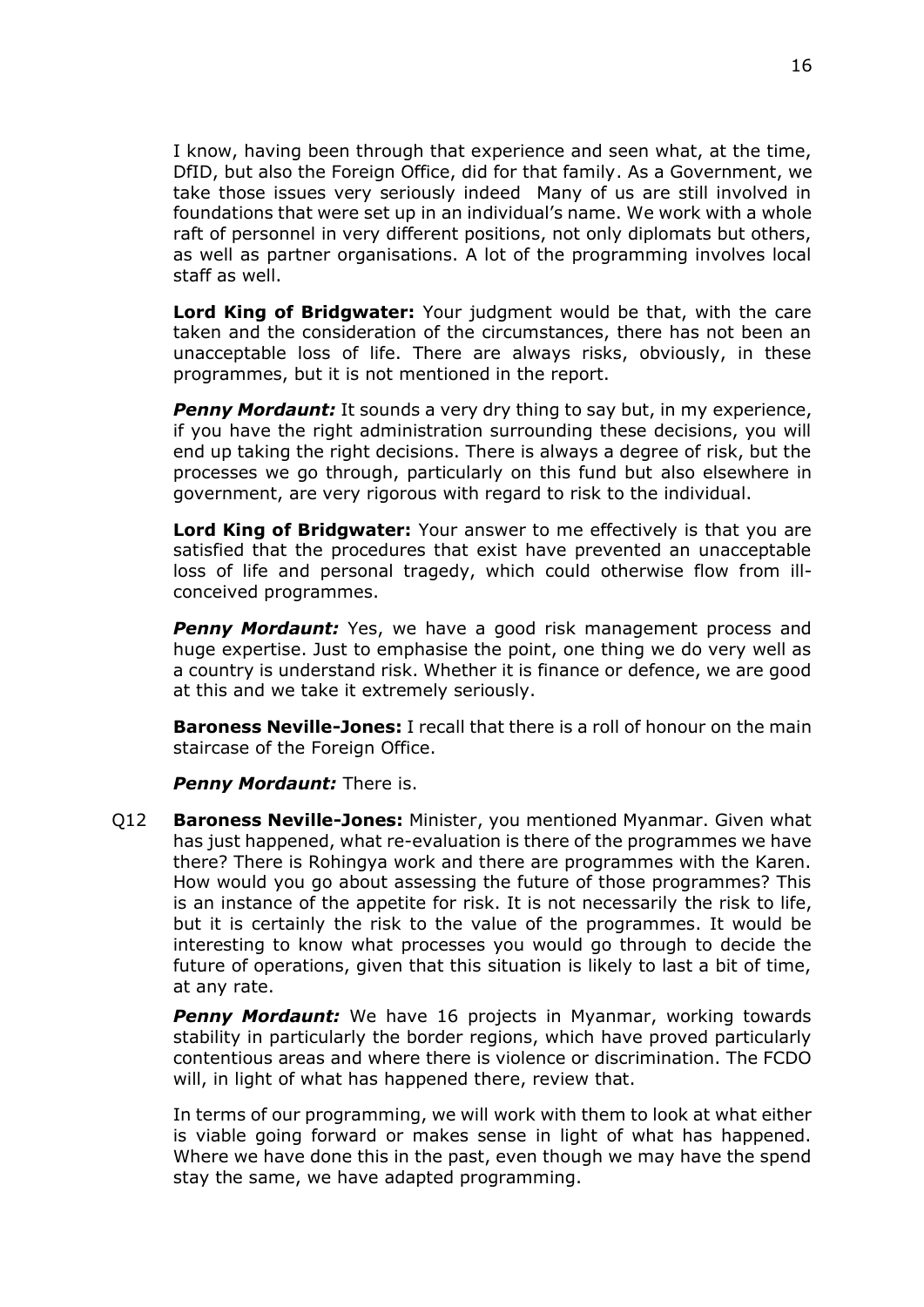I know, having been through that experience and seen what, at the time, DfID, but also the Foreign Office, did for that family. As a Government, we take those issues very seriously indeed  Many of us are still involved in foundations that were set up in an individual's name. We work with a whole raft of personnel in very different positions, not only diplomats but others, as well as partner organisations. A lot of the programming involves local staff as well.

**Lord King of Bridgwater:** Your judgment would be that, with the care taken and the consideration of the circumstances, there has not been an unacceptable loss of life. There are always risks, obviously, in these programmes, but it is not mentioned in the report.

***Penny Mordaunt:*** It sounds a very dry thing to say but, in my experience, if you have the right administration surrounding these decisions, you will end up taking the right decisions. There is always a degree of risk, but the processes we go through, particularly on this fund but also elsewhere in government, are very rigorous with regard to risk to the individual.

**Lord King of Bridgwater:** Your answer to me effectively is that you are satisfied that the procedures that exist have prevented an unacceptable loss of life and personal tragedy, which could otherwise flow from ill-conceived programmes.

***Penny Mordaunt:*** Yes, we have a good risk management process and huge expertise. Just to emphasise the point, one thing we do very well as a country is understand risk. Whether it is finance or defence, we are good at this and we take it extremely seriously.

**Baroness Neville-Jones:** I recall that there is a roll of honour on the main staircase of the Foreign Office.

***Penny Mordaunt:*** There is.

Q12 **Baroness Neville-Jones:** Minister, you mentioned Myanmar. Given what has just happened, what re-evaluation is there of the programmes we have there? There is Rohingya work and there are programmes with the Karen. How would you go about assessing the future of those programmes? This is an instance of the appetite for risk. It is not necessarily the risk to life, but it is certainly the risk to the value of the programmes. It would be interesting to know what processes you would go through to decide the future of operations, given that this situation is likely to last a bit of time, at any rate.

***Penny Mordaunt:*** We have 16 projects in Myanmar, working towards stability in particularly the border regions, which have proved particularly contentious areas and where there is violence or discrimination. The FCDO will, in light of what has happened there, review that.

In terms of our programming, we will work with them to look at what either is viable going forward or makes sense in light of what has happened. Where we have done this in the past, even though we may have the spend stay the same, we have adapted programming.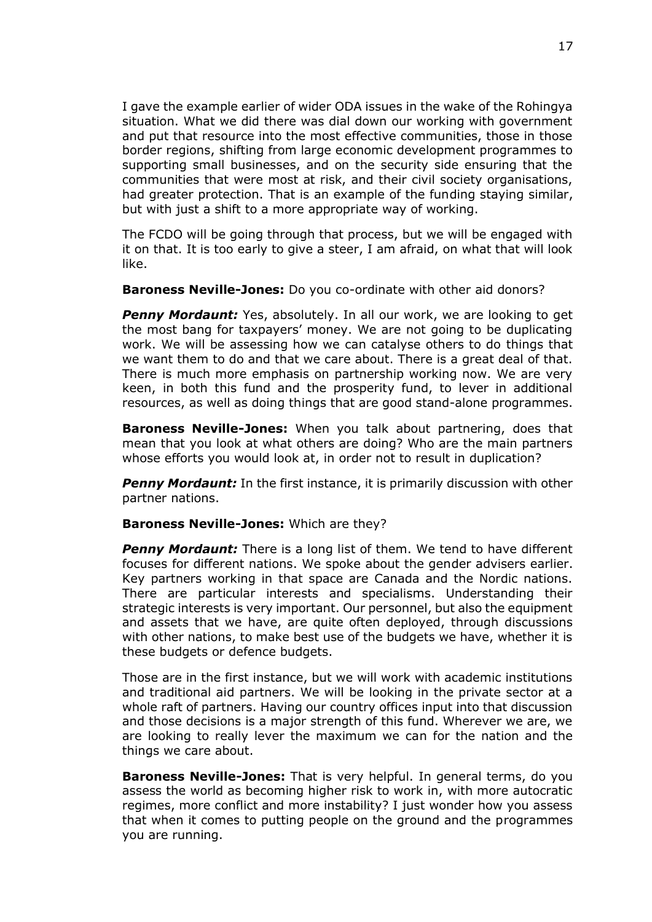I gave the example earlier of wider ODA issues in the wake of the Rohingya situation. What we did there was dial down our working with government and put that resource into the most effective communities, those in those border regions, shifting from large economic development programmes to supporting small businesses, and on the security side ensuring that the communities that were most at risk, and their civil society organisations, had greater protection. That is an example of the funding staying similar, but with just a shift to a more appropriate way of working.

The FCDO will be going through that process, but we will be engaged with it on that. It is too early to give a steer, I am afraid, on what that will look like.

**Baroness Neville-Jones:** Do you co-ordinate with other aid donors?

***Penny Mordaunt:*** Yes, absolutely. In all our work, we are looking to get the most bang for taxpayers' money. We are not going to be duplicating work. We will be assessing how we can catalyse others to do things that we want them to do and that we care about. There is a great deal of that. There is much more emphasis on partnership working now. We are very keen, in both this fund and the prosperity fund, to lever in additional resources, as well as doing things that are good stand-alone programmes.

**Baroness Neville-Jones:** When you talk about partnering, does that mean that you look at what others are doing? Who are the main partners whose efforts you would look at, in order not to result in duplication?

***Penny Mordaunt:*** In the first instance, it is primarily discussion with other partner nations.

**Baroness Neville-Jones:** Which are they?

***Penny Mordaunt:*** There is a long list of them. We tend to have different focuses for different nations. We spoke about the gender advisers earlier. Key partners working in that space are Canada and the Nordic nations. There are particular interests and specialisms. Understanding their strategic interests is very important. Our personnel, but also the equipment and assets that we have, are quite often deployed, through discussions with other nations, to make best use of the budgets we have, whether it is these budgets or defence budgets.

Those are in the first instance, but we will work with academic institutions and traditional aid partners. We will be looking in the private sector at a whole raft of partners. Having our country offices input into that discussion and those decisions is a major strength of this fund. Wherever we are, we are looking to really lever the maximum we can for the nation and the things we care about.

**Baroness Neville-Jones:** That is very helpful. In general terms, do you assess the world as becoming higher risk to work in, with more autocratic regimes, more conflict and more instability? I just wonder how you assess that when it comes to putting people on the ground and the programmes you are running.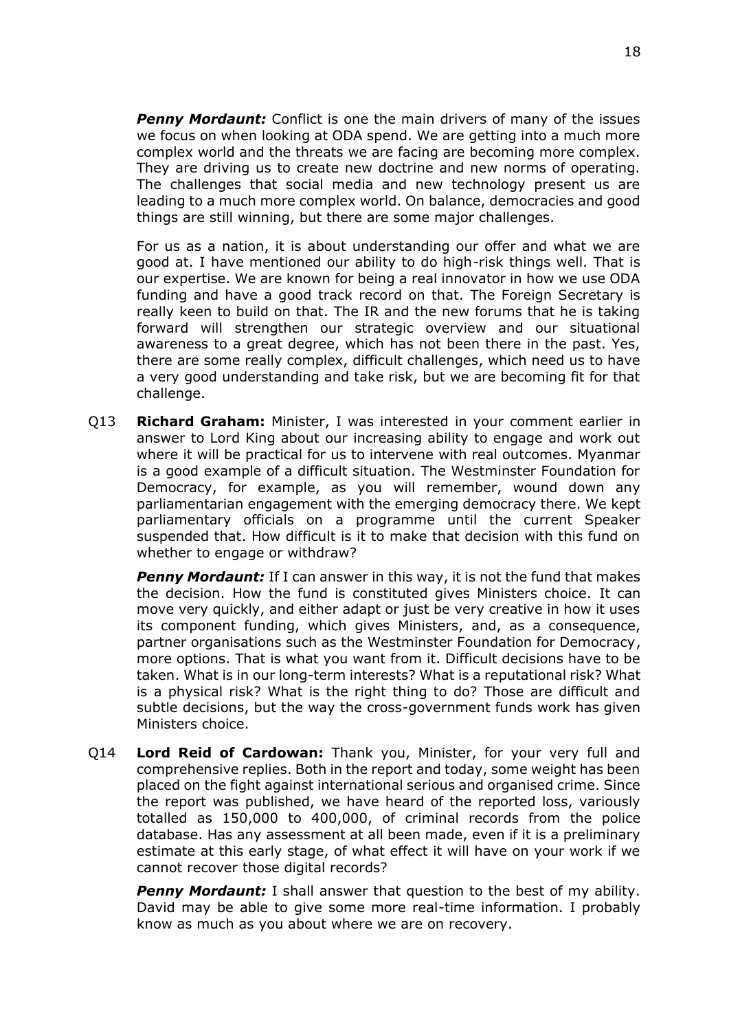***Penny Mordaunt:*** Conflict is one the main drivers of many of the issues we focus on when looking at ODA spend. We are getting into a much more complex world and the threats we are facing are becoming more complex. They are driving us to create new doctrine and new norms of operating. The challenges that social media and new technology present us are leading to a much more complex world. On balance, democracies and good things are still winning, but there are some major challenges.

For us as a nation, it is about understanding our offer and what we are good at. I have mentioned our ability to do high-risk things well. That is our expertise. We are known for being a real innovator in how we use ODA funding and have a good track record on that. The Foreign Secretary is really keen to build on that. The IR and the new forums that he is taking forward will strengthen our strategic overview and our situational awareness to a great degree, which has not been there in the past. Yes, there are some really complex, difficult challenges, which need us to have a very good understanding and take risk, but we are becoming fit for that challenge.

Q13 **Richard Graham:** Minister, I was interested in your comment earlier in answer to Lord King about our increasing ability to engage and work out where it will be practical for us to intervene with real outcomes. Myanmar is a good example of a difficult situation. The Westminster Foundation for Democracy, for example, as you will remember, wound down any parliamentarian engagement with the emerging democracy there. We kept parliamentary officials on a programme until the current Speaker suspended that. How difficult is it to make that decision with this fund on whether to engage or withdraw?

***Penny Mordaunt:*** If I can answer in this way, it is not the fund that makes the decision. How the fund is constituted gives Ministers choice. It can move very quickly, and either adapt or just be very creative in how it uses its component funding, which gives Ministers, and, as a consequence, partner organisations such as the Westminster Foundation for Democracy, more options. That is what you want from it. Difficult decisions have to be taken. What is in our long-term interests? What is a reputational risk? What is a physical risk? What is the right thing to do? Those are difficult and subtle decisions, but the way the cross-government funds work has given Ministers choice.

Q14 **Lord Reid of Cardowan:** Thank you, Minister, for your very full and comprehensive replies. Both in the report and today, some weight has been placed on the fight against international serious and organised crime. Since the report was published, we have heard of the reported loss, variously totalled as 150,000 to 400,000, of criminal records from the police database. Has any assessment at all been made, even if it is a preliminary estimate at this early stage, of what effect it will have on your work if we cannot recover those digital records?

***Penny Mordaunt:*** I shall answer that question to the best of my ability. David may be able to give some more real-time information. I probably know as much as you about where we are on recovery.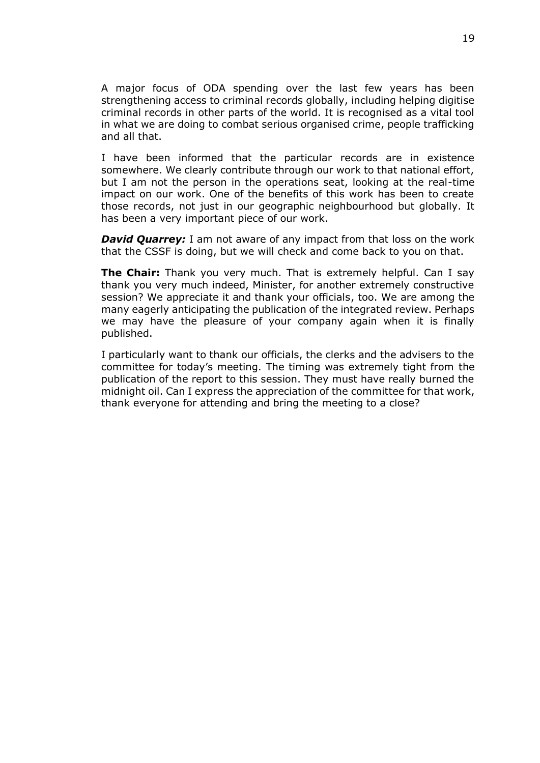A major focus of ODA spending over the last few years has been strengthening access to criminal records globally, including helping digitise criminal records in other parts of the world. It is recognised as a vital tool in what we are doing to combat serious organised crime, people trafficking and all that.

I have been informed that the particular records are in existence somewhere. We clearly contribute through our work to that national effort, but I am not the person in the operations seat, looking at the real-time impact on our work. One of the benefits of this work has been to create those records, not just in our geographic neighbourhood but globally. It has been a very important piece of our work.

***David Quarrey:*** I am not aware of any impact from that loss on the work that the CSSF is doing, but we will check and come back to you on that.

**The Chair:** Thank you very much. That is extremely helpful. Can I say thank you very much indeed, Minister, for another extremely constructive session? We appreciate it and thank your officials, too. We are among the many eagerly anticipating the publication of the integrated review. Perhaps we may have the pleasure of your company again when it is finally published.

I particularly want to thank our officials, the clerks and the advisers to the committee for today's meeting. The timing was extremely tight from the publication of the report to this session. They must have really burned the midnight oil. Can I express the appreciation of the committee for that work, thank everyone for attending and bring the meeting to a close?